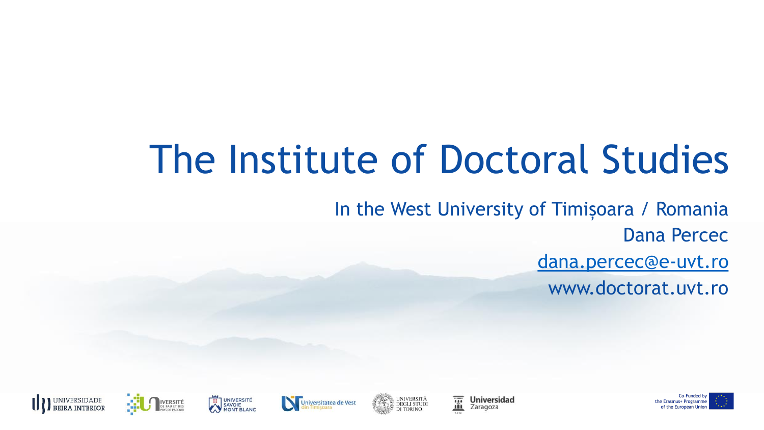# The Institute of Doctoral Studies

In the West University of Timișoara / Romania

Dana Percec

dana.percec@e-uvt.ro

www.doctorat.uvt.ro

Universidade Beira Interior · Université de Pau et des Pays de l'Adour · Université Savoie Mont Blanc · Universitatea de Vest din Timișoara · Università degli Studi di Torino · Universidad Zaragoza

Co-Funded by the Erasmus+ Programme of the European Union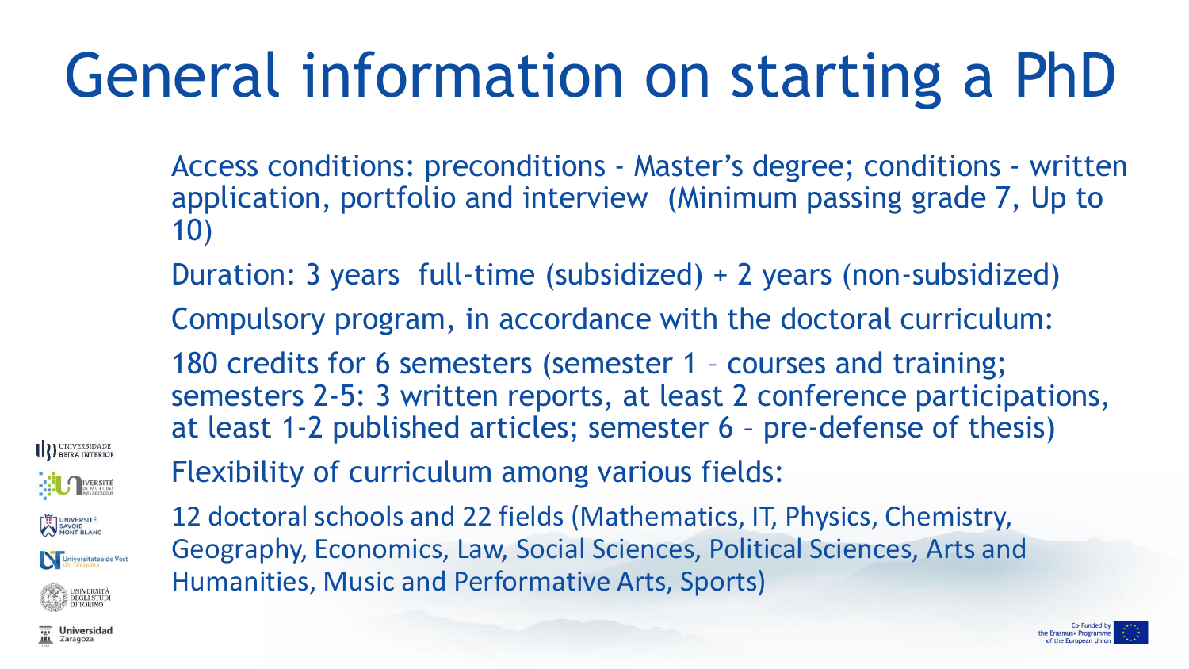# General information on starting a PhD

Access conditions: preconditions - Master's degree; conditions - written application, portfolio and interview (Minimum passing grade 7, Up to 10)

Duration: 3 years full-time (subsidized) + 2 years (non-subsidized)

Compulsory program, in accordance with the doctoral curriculum:

180 credits for 6 semesters (semester 1 – courses and training; semesters 2-5: 3 written reports, at least 2 conference participations, at least 1-2 published articles; semester 6 – pre-defense of thesis)

Flexibility of curriculum among various fields:

12 doctoral schools and 22 fields (Mathematics, IT, Physics, Chemistry, Geography, Economics, Law, Social Sciences, Political Sciences, Arts and Humanities, Music and Performative Arts, Sports)

Universidade Beira Interior

Université de Pau et des Pays de l'Adour

Université Savoie Mont Blanc

Universitatea de Vest din Timișoara

Università degli Studi di Torino

Universidad Zaragoza

Co-Funded by the Erasmus+ Programme of the European Union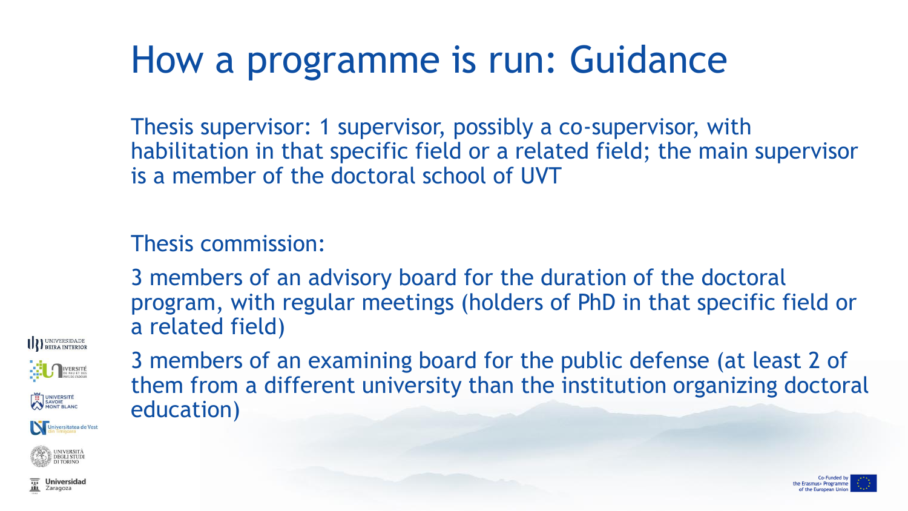# How a programme is run: Guidance

Thesis supervisor: 1 supervisor, possibly a co-supervisor, with habilitation in that specific field or a related field; the main supervisor is a member of the doctoral school of UVT

Thesis commission:

3 members of an advisory board for the duration of the doctoral program, with regular meetings (holders of PhD in that specific field or a related field)

3 members of an examining board for the public defense (at least 2 of them from a different university than the institution organizing doctoral education)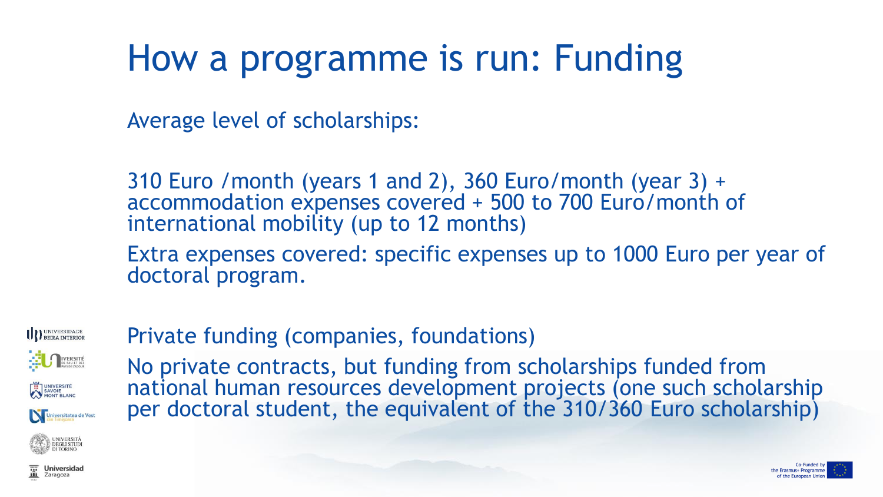# How a programme is run: Funding

Average level of scholarships:

310 Euro /month (years 1 and 2), 360 Euro/month (year 3) + accommodation expenses covered + 500 to 700 Euro/month of international mobility (up to 12 months)

Extra expenses covered: specific expenses up to 1000 Euro per year of doctoral program.

Private funding (companies, foundations)

No private contracts, but funding from scholarships funded from national human resources development projects (one such scholarship per doctoral student, the equivalent of the 310/360 Euro scholarship)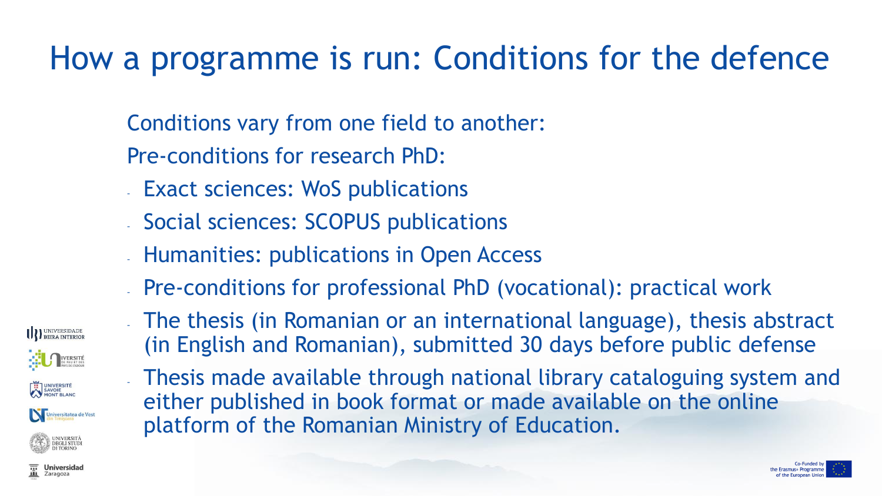# How a programme is run: Conditions for the defence

Conditions vary from one field to another:

Pre-conditions for research PhD:

- Exact sciences: WoS publications
- Social sciences: SCOPUS publications
- Humanities: publications in Open Access
- Pre-conditions for professional PhD (vocational): practical work
- The thesis (in Romanian or an international language), thesis abstract (in English and Romanian), submitted 30 days before public defense
- Thesis made available through national library cataloguing system and either published in book format or made available on the online platform of the Romanian Ministry of Education.